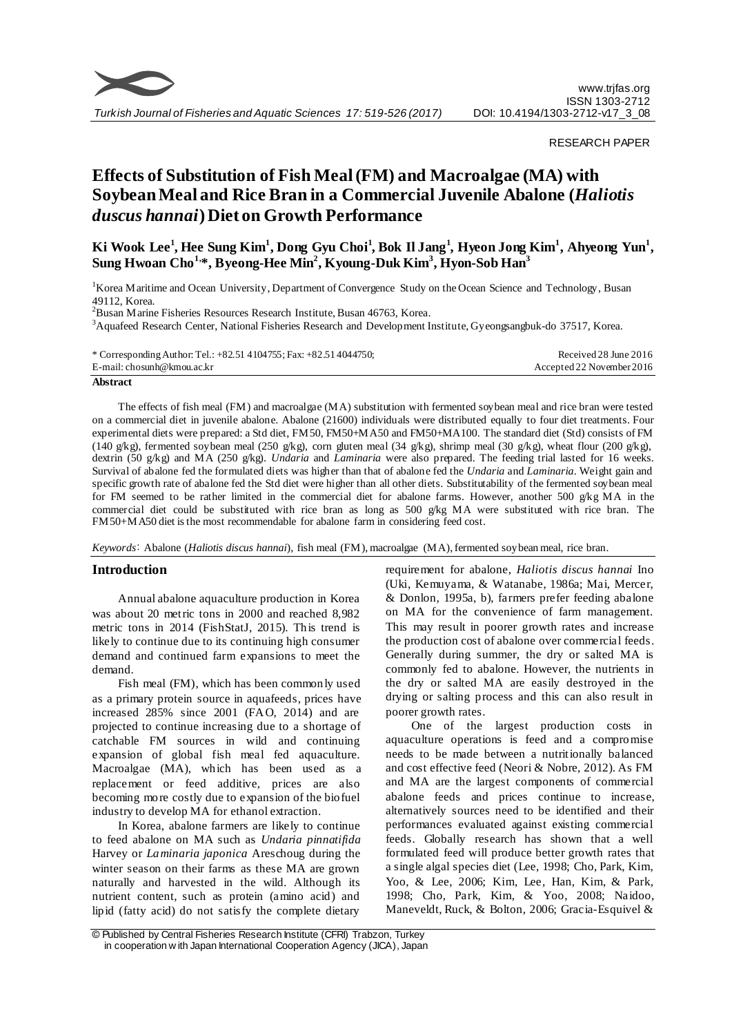RESEARCH PAPER

# Effects of Substitution of Fish Meal (FM) and Macroalgae (MA) with Soybean Meal and Rice Bran in a Commercial Juvenile Abalone (*Haliotis duscus hannai*) Diet on Growth Performance

**Ki Wook Lee[1], Hee Sung Kim[1], Dong Gyu Choi[1], Bok Il Jang[1], Hyeon Jong Kim[1], Ahyeong Yun[1], Sung Hwoan Cho[1,*], Byeong-Hee Min[2], Kyoung-Duk Kim[3], Hyon-Sob Han[3]**

[1]Korea Maritime and Ocean University, Department of Convergence Study on the Ocean Science and Technology, Busan 49112, Korea.
[2]Busan Marine Fisheries Resources Research Institute, Busan 46763, Korea.
[3]Aquafeed Research Center, National Fisheries Research and Development Institute, Gyeongsangbuk-do 37517, Korea.

\* Corresponding Author: Tel.: +82.51 4104755; Fax: +82.51 4044750;
E-mail: chosunh@kmou.ac.kr

Received 28 June 2016
Accepted 22 November 2016

**Abstract**

The effects of fish meal (FM) and macroalgae (MA) substitution with fermented soybean meal and rice bran were tested on a commercial diet in juvenile abalone. Abalone (21600) individuals were distributed equally to four diet treatments. Four experimental diets were prepared: a Std diet, FM50, FM50+MA50 and FM50+MA100. The standard diet (Std) consists of FM (140 g/kg), fermented soybean meal (250 g/kg), corn gluten meal (34 g/kg), shrimp meal (30 g/kg), wheat flour (200 g/kg), dextrin (50 g/kg) and MA (250 g/kg). *Undaria* and *Laminaria* were also prepared. The feeding trial lasted for 16 weeks. Survival of abalone fed the formulated diets was higher than that of abalone fed the *Undaria* and *Laminaria*. Weight gain and specific growth rate of abalone fed the Std diet were higher than all other diets. Substitutability of the fermented soybean meal for FM seemed to be rather limited in the commercial diet for abalone farms. However, another 500 g/kg MA in the commercial diet could be substituted with rice bran as long as 500 g/kg MA were substituted with rice bran. The FM50+MA50 diet is the most recommendable for abalone farm in considering feed cost.

*Keywords*: Abalone (*Haliotis discus hannai*), fish meal (FM), macroalgae (MA), fermented soybean meal, rice bran.

## Introduction

Annual abalone aquaculture production in Korea was about 20 metric tons in 2000 and reached 8,982 metric tons in 2014 (FishStatJ, 2015). This trend is likely to continue due to its continuing high consumer demand and continued farm expansions to meet the demand.

Fish meal (FM), which has been commonly used as a primary protein source in aquafeeds, prices have increased 285% since 2001 (FAO, 2014) and are projected to continue increasing due to a shortage of catchable FM sources in wild and continuing expansion of global fish meal fed aquaculture. Macroalgae (MA), which has been used as a replacement or feed additive, prices are also becoming more costly due to expansion of the biofuel industry to develop MA for ethanol extraction.

In Korea, abalone farmers are likely to continue to feed abalone on MA such as *Undaria pinnatifida* Harvey or *Laminaria japonica* Areschoug during the winter season on their farms as these MA are grown naturally and harvested in the wild. Although its nutrient content, such as protein (amino acid) and lipid (fatty acid) do not satisfy the complete dietary requirement for abalone, *Haliotis discus hannai* Ino (Uki, Kemuyama, & Watanabe, 1986a; Mai, Mercer, & Donlon, 1995a, b), farmers prefer feeding abalone on MA for the convenience of farm management. This may result in poorer growth rates and increase the production cost of abalone over commercial feeds. Generally during summer, the dry or salted MA is commonly fed to abalone. However, the nutrients in the dry or salted MA are easily destroyed in the drying or salting process and this can also result in poorer growth rates.

One of the largest production costs in aquaculture operations is feed and a compromise needs to be made between a nutritionally balanced and cost effective feed (Neori & Nobre, 2012). As FM and MA are the largest components of commercial abalone feeds and prices continue to increase, alternatively sources need to be identified and their performances evaluated against existing commercial feeds. Globally research has shown that a well formulated feed will produce better growth rates that a single algal species diet (Lee, 1998; Cho, Park, Kim, Yoo, & Lee, 2006; Kim, Lee, Han, Kim, & Park, 1998; Cho, Park, Kim, & Yoo, 2008; Naidoo, Maneveldt, Ruck, & Bolton, 2006; Gracia-Esquivel &

© Published by Central Fisheries Research Institute (CFRI) Trabzon, Turkey in cooperation with Japan International Cooperation Agency (JICA), Japan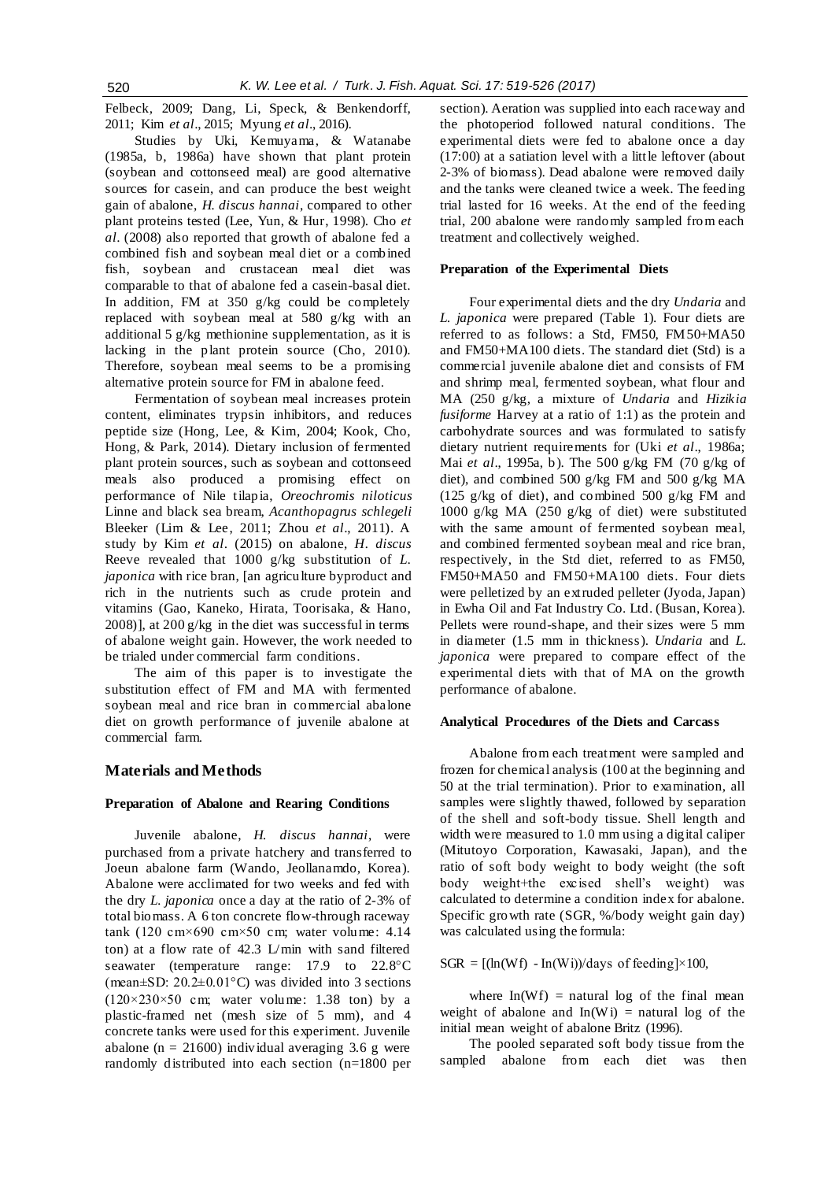Felbeck, 2009; Dang, Li, Speck, & Benkendorff, 2011; Kim *et al*., 2015; Myung *et al*., 2016).

Studies by Uki, Kemuyama, & Watanabe (1985a, b, 1986a) have shown that plant protein (soybean and cottonseed meal) are good alternative sources for casein, and can produce the best weight gain of abalone, *H. discus hannai*, compared to other plant proteins tested (Lee, Yun, & Hur, 1998). Cho *et al*. (2008) also reported that growth of abalone fed a combined fish and soybean meal diet or a combined fish, soybean and crustacean meal diet was comparable to that of abalone fed a casein-basal diet. In addition, FM at 350 g/kg could be completely replaced with soybean meal at 580 g/kg with an additional 5 g/kg methionine supplementation, as it is lacking in the plant protein source (Cho, 2010). Therefore, soybean meal seems to be a promising alternative protein source for FM in abalone feed.

Fermentation of soybean meal increases protein content, eliminates trypsin inhibitors, and reduces peptide size (Hong, Lee, & Kim, 2004; Kook, Cho, Hong, & Park, 2014). Dietary inclusion of fermented plant protein sources, such as soybean and cottonseed meals also produced a promising effect on performance of Nile tilapia, *Oreochromis niloticus* Linne and black sea bream, *Acanthopagrus schlegeli* Bleeker (Lim & Lee, 2011; Zhou *et al*., 2011). A study by Kim *et al*. (2015) on abalone, *H. discus* Reeve revealed that 1000 g/kg substitution of *L. japonica* with rice bran, [an agriculture byproduct and rich in the nutrients such as crude protein and vitamins (Gao, Kaneko, Hirata, Toorisaka, & Hano, 2008)], at 200 g/kg in the diet was successful in terms of abalone weight gain. However, the work needed to be trialed under commercial farm conditions.

The aim of this paper is to investigate the substitution effect of FM and MA with fermented soybean meal and rice bran in commercial abalone diet on growth performance of juvenile abalone at commercial farm.

## Materials and Methods

### Preparation of Abalone and Rearing Conditions

Juvenile abalone, *H. discus hannai*, were purchased from a private hatchery and transferred to Joeun abalone farm (Wando, Jeollanamdo, Korea). Abalone were acclimated for two weeks and fed with the dry *L. japonica* once a day at the ratio of 2-3% of total biomass. A 6 ton concrete flow-through raceway tank (120 cm×690 cm×50 cm; water volume: 4.14 ton) at a flow rate of 42.3 L/min with sand filtered seawater (temperature range: 17.9 to 22.8°C (mean±SD: 20.2±0.01°C) was divided into 3 sections (120×230×50 cm; water volume: 1.38 ton) by a plastic-framed net (mesh size of 5 mm), and 4 concrete tanks were used for this experiment. Juvenile abalone (n = 21600) individual averaging 3.6 g were randomly distributed into each section (n=1800 per section). Aeration was supplied into each raceway and the photoperiod followed natural conditions. The experimental diets were fed to abalone once a day (17:00) at a satiation level with a little leftover (about 2-3% of biomass). Dead abalone were removed daily and the tanks were cleaned twice a week. The feeding trial lasted for 16 weeks. At the end of the feeding trial, 200 abalone were randomly sampled from each treatment and collectively weighed.

### Preparation of the Experimental Diets

Four experimental diets and the dry *Undaria* and *L. japonica* were prepared (Table 1). Four diets are referred to as follows: a Std, FM50, FM50+MA50 and FM50+MA100 diets. The standard diet (Std) is a commercial juvenile abalone diet and consists of FM and shrimp meal, fermented soybean, what flour and MA (250 g/kg, a mixture of *Undaria* and *Hizikia fusiforme* Harvey at a ratio of 1:1) as the protein and carbohydrate sources and was formulated to satisfy dietary nutrient requirements for (Uki *et al*., 1986a; Mai *et al*., 1995a, b). The 500 g/kg FM (70 g/kg of diet), and combined 500 g/kg FM and 500 g/kg MA (125 g/kg of diet), and combined 500 g/kg FM and 1000 g/kg MA (250 g/kg of diet) were substituted with the same amount of fermented soybean meal, and combined fermented soybean meal and rice bran, respectively, in the Std diet, referred to as FM50, FM50+MA50 and FM50+MA100 diets. Four diets were pelletized by an extruded pelleter (Jyoda, Japan) in Ewha Oil and Fat Industry Co. Ltd. (Busan, Korea). Pellets were round-shape, and their sizes were 5 mm in diameter (1.5 mm in thickness). *Undaria* and *L. japonica* were prepared to compare effect of the experimental diets with that of MA on the growth performance of abalone.

### Analytical Procedures of the Diets and Carcass

Abalone from each treatment were sampled and frozen for chemical analysis (100 at the beginning and 50 at the trial termination). Prior to examination, all samples were slightly thawed, followed by separation of the shell and soft-body tissue. Shell length and width were measured to 1.0 mm using a digital caliper (Mitutoyo Corporation, Kawasaki, Japan), and the ratio of soft body weight to body weight (the soft body weight+the excised shell's weight) was calculated to determine a condition index for abalone. Specific growth rate (SGR, %/body weight gain day) was calculated using the formula:

$$SGR = [(\ln(Wf) - \ln(Wi))/\text{days of feeding}]\times 100,$$

where $\ln(Wf)$ = natural log of the final mean weight of abalone and $\ln(Wi)$ = natural log of the initial mean weight of abalone Britz (1996).

The pooled separated soft body tissue from the sampled abalone from each diet was then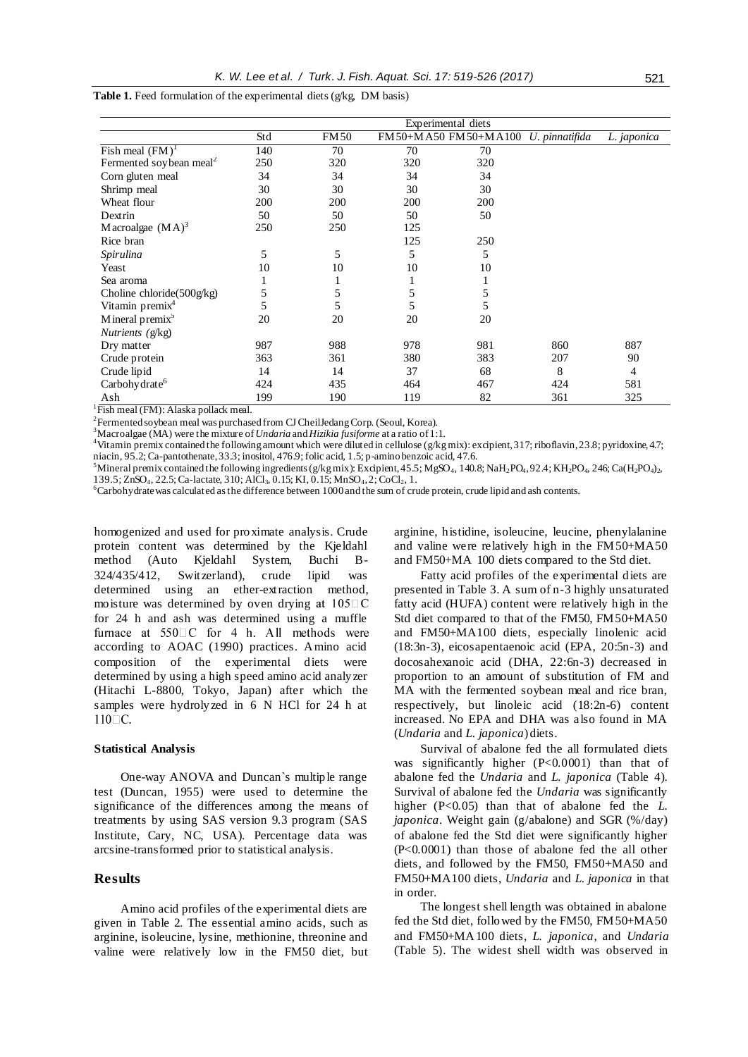**Table 1.** Feed formulation of the experimental diets (g/kg, DM basis)

| | Experimental diets | | | | | |
|---|---|---|---|---|---|---|
| | Std | FM50 | FM50+MA50 | FM50+MA100 | *U. pinnatifida* | *L. japonica* |
| Fish meal (FM)[1] | 140 | 70 | 70 | 70 | | |
| Fermented soybean meal[2] | 250 | 320 | 320 | 320 | | |
| Corn gluten meal | 34 | 34 | 34 | 34 | | |
| Shrimp meal | 30 | 30 | 30 | 30 | | |
| Wheat flour | 200 | 200 | 200 | 200 | | |
| Dextrin | 50 | 50 | 50 | 50 | | |
| Macroalgae (MA)[3] | 250 | 250 | 125 | | | |
| Rice bran | | | 125 | 250 | | |
| *Spirulina* | 5 | 5 | 5 | 5 | | |
| Yeast | 10 | 10 | 10 | 10 | | |
| Sea aroma | 1 | 1 | 1 | 1 | | |
| Choline chloride(500g/kg) | 5 | 5 | 5 | 5 | | |
| Vitamin premix[4] | 5 | 5 | 5 | 5 | | |
| Mineral premix[5] | 20 | 20 | 20 | 20 | | |
| *Nutrients* (g/kg) | | | | | | |
| Dry matter | 987 | 988 | 978 | 981 | 860 | 887 |
| Crude protein | 363 | 361 | 380 | 383 | 207 | 90 |
| Crude lipid | 14 | 14 | 37 | 68 | 8 | 4 |
| Carbohydrate[6] | 424 | 435 | 464 | 467 | 424 | 581 |
| Ash | 199 | 190 | 119 | 82 | 361 | 325 |

[1]Fish meal (FM): Alaska pollack meal.
[2]Fermented soybean meal was purchased from CJ CheilJedang Corp. (Seoul, Korea).
[3]Macroalgae (MA) were the mixture of *Undaria* and *Hizikia fusiforme* at a ratio of 1:1.
[4]Vitamin premix contained the following amount which were diluted in cellulose (g/kg mix): excipient, 317; riboflavin, 23.8; pyridoxine, 4.7; niacin, 95.2; Ca-pantothenate, 33.3; inositol, 476.9; folic acid, 1.5; p-amino benzoic acid, 47.6.
[5]Mineral premix contained the following ingredients (g/kg mix): Excipient, 45.5; $MgSO_4$, 140.8; $NaH_2PO_4$, 92.4; $KH_2PO_4$, 246; $Ca(H_2PO_4)_2$, 139.5; $ZnSO_4$, 22.5; Ca-lactate, 310; $AlCl_3$, 0.15; KI, 0.15; $MnSO_4$, 2; $CoCl_2$, 1.
[6]Carbohydrate was calculated as the difference between 1000 and the sum of crude protein, crude lipid and ash contents.

homogenized and used for proximate analysis. Crude protein content was determined by the Kjeldahl method (Auto Kjeldahl System, Buchi B-324/435/412, Switzerland), crude lipid was determined using an ether-extraction method, moisture was determined by oven drying at 105°C for 24 h and ash was determined using a muffle furnace at 550°C for 4 h. All methods were according to AOAC (1990) practices. Amino acid composition of the experimental diets were determined by using a high speed amino acid analyzer (Hitachi L-8800, Tokyo, Japan) after which the samples were hydrolyzed in 6 N HCl for 24 h at 110°C.

### Statistical Analysis

One-way ANOVA and Duncan`s multiple range test (Duncan, 1955) were used to determine the significance of the differences among the means of treatments by using SAS version 9.3 program (SAS Institute, Cary, NC, USA). Percentage data was arcsine-transformed prior to statistical analysis.

## Results

Amino acid profiles of the experimental diets are given in Table 2. The essential amino acids, such as arginine, isoleucine, lysine, methionine, threonine and valine were relatively low in the FM50 diet, but arginine, histidine, isoleucine, leucine, phenylalanine and valine were relatively high in the FM50+MA50 and FM50+MA 100 diets compared to the Std diet.

Fatty acid profiles of the experimental diets are presented in Table 3. A sum of n-3 highly unsaturated fatty acid (HUFA) content were relatively high in the Std diet compared to that of the FM50, FM50+MA50 and FM50+MA100 diets, especially linolenic acid (18:3n-3), eicosapentaenoic acid (EPA, 20:5n-3) and docosahexanoic acid (DHA, 22:6n-3) decreased in proportion to an amount of substitution of FM and MA with the fermented soybean meal and rice bran, respectively, but linoleic acid (18:2n-6) content increased. No EPA and DHA was also found in MA (*Undaria* and *L. japonica*) diets.

Survival of abalone fed the all formulated diets was significantly higher ($P<0.0001$) than that of abalone fed the *Undaria* and *L. japonica* (Table 4). Survival of abalone fed the *Undaria* was significantly higher ($P<0.05$) than that of abalone fed the *L. japonica*. Weight gain (g/abalone) and SGR (%/day) of abalone fed the Std diet were significantly higher ($P<0.0001$) than those of abalone fed the all other diets, and followed by the FM50, FM50+MA50 and FM50+MA100 diets, *Undaria* and *L. japonica* in that in order.

The longest shell length was obtained in abalone fed the Std diet, followed by the FM50, FM50+MA50 and FM50+MA100 diets, *L. japonica*, and *Undaria* (Table 5). The widest shell width was observed in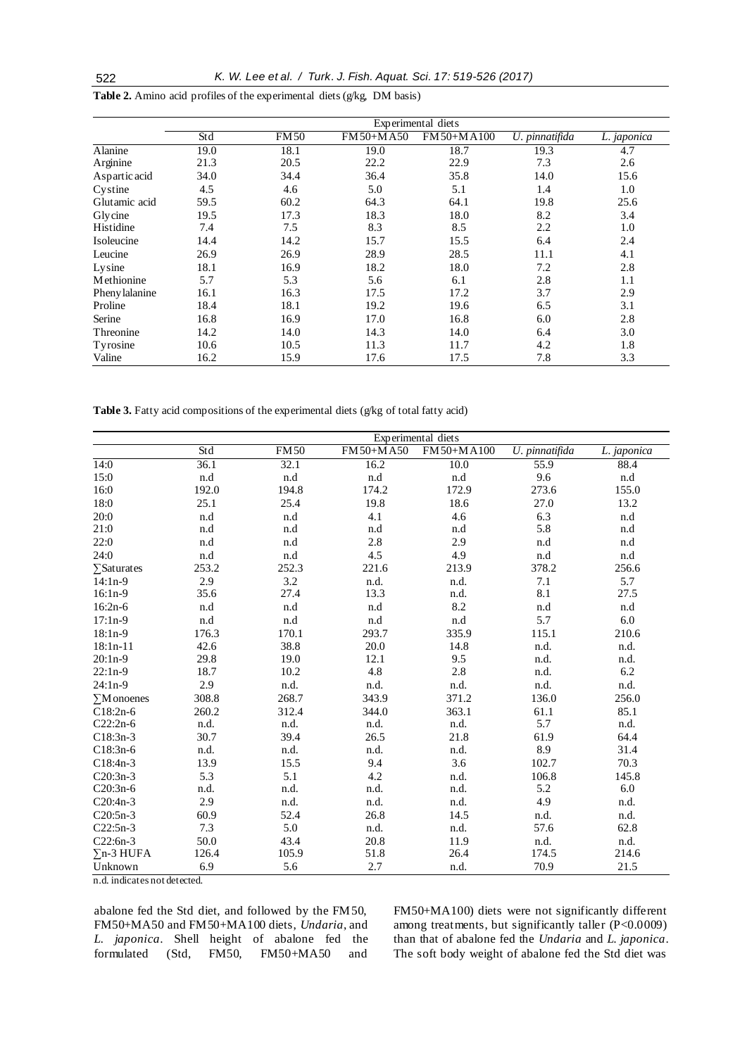**Table 2.** Amino acid profiles of the experimental diets (g/kg, DM basis)

| | Experimental diets | | | | | |
|---|---|---|---|---|---|---|
| | Std | FM50 | FM50+MA50 | FM50+MA100 | *U. pinnatifida* | *L. japonica* |
| Alanine | 19.0 | 18.1 | 19.0 | 18.7 | 19.3 | 4.7 |
| Arginine | 21.3 | 20.5 | 22.2 | 22.9 | 7.3 | 2.6 |
| Aspartic acid | 34.0 | 34.4 | 36.4 | 35.8 | 14.0 | 15.6 |
| Cystine | 4.5 | 4.6 | 5.0 | 5.1 | 1.4 | 1.0 |
| Glutamic acid | 59.5 | 60.2 | 64.3 | 64.1 | 19.8 | 25.6 |
| Glycine | 19.5 | 17.3 | 18.3 | 18.0 | 8.2 | 3.4 |
| Histidine | 7.4 | 7.5 | 8.3 | 8.5 | 2.2 | 1.0 |
| Isoleucine | 14.4 | 14.2 | 15.7 | 15.5 | 6.4 | 2.4 |
| Leucine | 26.9 | 26.9 | 28.9 | 28.5 | 11.1 | 4.1 |
| Lysine | 18.1 | 16.9 | 18.2 | 18.0 | 7.2 | 2.8 |
| Methionine | 5.7 | 5.3 | 5.6 | 6.1 | 2.8 | 1.1 |
| Phenylalanine | 16.1 | 16.3 | 17.5 | 17.2 | 3.7 | 2.9 |
| Proline | 18.4 | 18.1 | 19.2 | 19.6 | 6.5 | 3.1 |
| Serine | 16.8 | 16.9 | 17.0 | 16.8 | 6.0 | 2.8 |
| Threonine | 14.2 | 14.0 | 14.3 | 14.0 | 6.4 | 3.0 |
| Tyrosine | 10.6 | 10.5 | 11.3 | 11.7 | 4.2 | 1.8 |
| Valine | 16.2 | 15.9 | 17.6 | 17.5 | 7.8 | 3.3 |

**Table 3.** Fatty acid compositions of the experimental diets (g/kg of total fatty acid)

| | Experimental diets | | | | | |
|---|---|---|---|---|---|---|
| | Std | FM50 | FM50+MA50 | FM50+MA100 | *U. pinnatifida* | *L. japonica* |
| 14:0 | 36.1 | 32.1 | 16.2 | 10.0 | 55.9 | 88.4 |
| 15:0 | n.d | n.d | n.d | n.d | 9.6 | n.d |
| 16:0 | 192.0 | 194.8 | 174.2 | 172.9 | 273.6 | 155.0 |
| 18:0 | 25.1 | 25.4 | 19.8 | 18.6 | 27.0 | 13.2 |
| 20:0 | n.d | n.d | 4.1 | 4.6 | 6.3 | n.d |
| 21:0 | n.d | n.d | n.d | n.d | 5.8 | n.d |
| 22:0 | n.d | n.d | 2.8 | 2.9 | n.d | n.d |
| 24:0 | n.d | n.d | 4.5 | 4.9 | n.d | n.d |
| ∑Saturates | 253.2 | 252.3 | 221.6 | 213.9 | 378.2 | 256.6 |
| 14:1n-9 | 2.9 | 3.2 | n.d. | n.d. | 7.1 | 5.7 |
| 16:1n-9 | 35.6 | 27.4 | 13.3 | n.d. | 8.1 | 27.5 |
| 16:2n-6 | n.d | n.d | n.d | 8.2 | n.d | n.d |
| 17:1n-9 | n.d | n.d | n.d | n.d | 5.7 | 6.0 |
| 18:1n-9 | 176.3 | 170.1 | 293.7 | 335.9 | 115.1 | 210.6 |
| 18:1n-11 | 42.6 | 38.8 | 20.0 | 14.8 | n.d. | n.d. |
| 20:1n-9 | 29.8 | 19.0 | 12.1 | 9.5 | n.d. | n.d. |
| 22:1n-9 | 18.7 | 10.2 | 4.8 | 2.8 | n.d. | 6.2 |
| 24:1n-9 | 2.9 | n.d. | n.d. | n.d. | n.d. | n.d. |
| ∑Monoenes | 308.8 | 268.7 | 343.9 | 371.2 | 136.0 | 256.0 |
| C18:2n-6 | 260.2 | 312.4 | 344.0 | 363.1 | 61.1 | 85.1 |
| C22:2n-6 | n.d. | n.d. | n.d. | n.d. | 5.7 | n.d. |
| C18:3n-3 | 30.7 | 39.4 | 26.5 | 21.8 | 61.9 | 64.4 |
| C18:3n-6 | n.d. | n.d. | n.d. | n.d. | 8.9 | 31.4 |
| C18:4n-3 | 13.9 | 15.5 | 9.4 | 3.6 | 102.7 | 70.3 |
| C20:3n-3 | 5.3 | 5.1 | 4.2 | n.d. | 106.8 | 145.8 |
| C20:3n-6 | n.d. | n.d. | n.d. | n.d. | 5.2 | 6.0 |
| C20:4n-3 | 2.9 | n.d. | n.d. | n.d. | 4.9 | n.d. |
| C20:5n-3 | 60.9 | 52.4 | 26.8 | 14.5 | n.d. | n.d. |
| C22:5n-3 | 7.3 | 5.0 | n.d. | n.d. | 57.6 | 62.8 |
| C22:6n-3 | 50.0 | 43.4 | 20.8 | 11.9 | n.d. | n.d. |
| ∑n-3 HUFA | 126.4 | 105.9 | 51.8 | 26.4 | 174.5 | 214.6 |
| Unknown | 6.9 | 5.6 | 2.7 | n.d. | 70.9 | 21.5 |

n.d. indicates not detected.

abalone fed the Std diet, and followed by the FM50, FM50+MA50 and FM50+MA100 diets, *Undaria*, and *L. japonica*. Shell height of abalone fed the formulated (Std, FM50, FM50+MA50 and FM50+MA100) diets were not significantly different among treatments, but significantly taller ($P<0.0009$) than that of abalone fed the *Undaria* and *L. japonica*. The soft body weight of abalone fed the Std diet was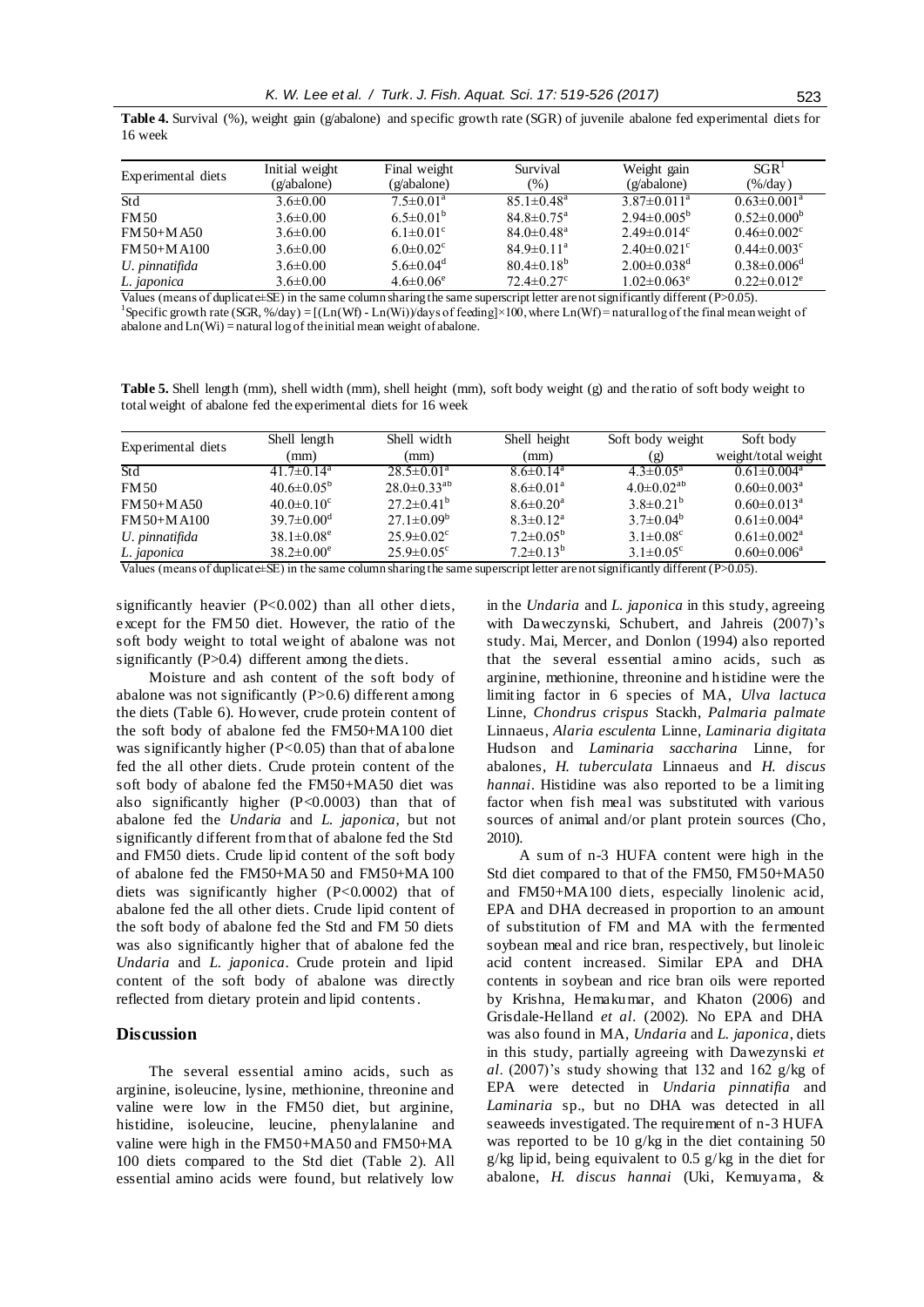**Table 4.** Survival (%), weight gain (g/abalone) and specific growth rate (SGR) of juvenile abalone fed experimental diets for 16 week

| Experimental diets | Initial weight (g/abalone) | Final weight (g/abalone) | Survival (%) | Weight gain (g/abalone) | SGR[1] (%/day) |
|---|---|---|---|---|---|
| Std | 3.6±0.00 | 7.5±0.01[a] | 85.1±0.48[a] | 3.87±0.011[a] | 0.63±0.001[a] |
| FM50 | 3.6±0.00 | 6.5±0.01[b] | 84.8±0.75[a] | 2.94±0.005[b] | 0.52±0.000[b] |
| FM50+MA50 | 3.6±0.00 | 6.1±0.01[c] | 84.0±0.48[a] | 2.49±0.014[c] | 0.46±0.002[c] |
| FM50+MA100 | 3.6±0.00 | 6.0±0.02[c] | 84.9±0.11[a] | 2.40±0.021[c] | 0.44±0.003[c] |
| *U. pinnatifida* | 3.6±0.00 | 5.6±0.04[d] | 80.4±0.18[b] | 2.00±0.038[d] | 0.38±0.006[d] |
| *L. japonica* | 3.6±0.00 | 4.6±0.06[e] | 72.4±0.27[c] | 1.02±0.063[e] | 0.22±0.012[e] |

Values (means of duplicate±SE) in the same column sharing the same superscript letter are not significantly different (P>0.05).

[1]Specific growth rate (SGR, %/day) = [(Ln(Wf) - Ln(Wi))/days of feeding]×100, where Ln(Wf) = natural log of the final mean weight of abalone and Ln(Wi) = natural log of the initial mean weight of abalone.

**Table 5.** Shell length (mm), shell width (mm), shell height (mm), soft body weight (g) and the ratio of soft body weight to total weight of abalone fed the experimental diets for 16 week

| Experimental diets | Shell length (mm) | Shell width (mm) | Shell height (mm) | Soft body weight (g) | Soft body weight/total weight |
|---|---|---|---|---|---|
| Std | 41.7±0.14[a] | 28.5±0.01[a] | 8.6±0.14[a] | 4.3±0.05[a] | 0.61±0.004[a] |
| FM50 | 40.6±0.05[b] | 28.0±0.33[ab] | 8.6±0.01[a] | 4.0±0.02[ab] | 0.60±0.003[a] |
| FM50+MA50 | 40.0±0.10[c] | 27.2±0.41[b] | 8.6±0.20[a] | 3.8±0.21[b] | 0.60±0.013[a] |
| FM50+MA100 | 39.7±0.00[d] | 27.1±0.09[b] | 8.3±0.12[a] | 3.7±0.04[b] | 0.61±0.004[a] |
| *U. pinnatifida* | 38.1±0.08[e] | 25.9±0.02[c] | 7.2±0.05[b] | 3.1±0.08[c] | 0.61±0.002[a] |
| *L. japonica* | 38.2±0.00[e] | 25.9±0.05[c] | 7.2±0.13[b] | 3.1±0.05[c] | 0.60±0.006[a] |

Values (means of duplicate±SE) in the same column sharing the same superscript letter are not significantly different (P>0.05).

significantly heavier (P<0.002) than all other diets, except for the FM50 diet. However, the ratio of the soft body weight to total weight of abalone was not significantly (P>0.4) different among the diets.

Moisture and ash content of the soft body of abalone was not significantly (P>0.6) different among the diets (Table 6). However, crude protein content of the soft body of abalone fed the FM50+MA100 diet was significantly higher (P<0.05) than that of abalone fed the all other diets. Crude protein content of the soft body of abalone fed the FM50+MA50 diet was also significantly higher (P<0.0003) than that of abalone fed the *Undaria* and *L. japonica*, but not significantly different from that of abalone fed the Std and FM50 diets. Crude lipid content of the soft body of abalone fed the FM50+MA50 and FM50+MA100 diets was significantly higher (P<0.0002) that of abalone fed the all other diets. Crude lipid content of the soft body of abalone fed the Std and FM 50 diets was also significantly higher that of abalone fed the *Undaria* and *L. japonica*. Crude protein and lipid content of the soft body of abalone was directly reflected from dietary protein and lipid contents.

## Discussion

The several essential amino acids, such as arginine, isoleucine, lysine, methionine, threonine and valine were low in the FM50 diet, but arginine, histidine, isoleucine, leucine, phenylalanine and valine were high in the FM50+MA50 and FM50+MA 100 diets compared to the Std diet (Table 2). All essential amino acids were found, but relatively low in the *Undaria* and *L. japonica* in this study, agreeing with Daweczynski, Schubert, and Jahreis (2007)'s study. Mai, Mercer, and Donlon (1994) also reported that the several essential amino acids, such as arginine, methionine, threonine and histidine were the limiting factor in 6 species of MA, *Ulva lactuca* Linne, *Chondrus crispus* Stackh, *Palmaria palmate* Linnaeus, *Alaria esculenta* Linne, *Laminaria digitata* Hudson and *Laminaria saccharina* Linne, for abalones, *H. tuberculata* Linnaeus and *H. discus hannai*. Histidine was also reported to be a limiting factor when fish meal was substituted with various sources of animal and/or plant protein sources (Cho, 2010).

A sum of n-3 HUFA content were high in the Std diet compared to that of the FM50, FM50+MA50 and FM50+MA100 diets, especially linolenic acid, EPA and DHA decreased in proportion to an amount of substitution of FM and MA with the fermented soybean meal and rice bran, respectively, but linoleic acid content increased. Similar EPA and DHA contents in soybean and rice bran oils were reported by Krishna, Hemakumar, and Khaton (2006) and Grisdale-Helland *et al*. (2002). No EPA and DHA was also found in MA, *Undaria* and *L. japonica*, diets in this study, partially agreeing with Dawezynski *et al*. (2007)'s study showing that 132 and 162 g/kg of EPA were detected in *Undaria pinnatifia* and *Laminaria* sp., but no DHA was detected in all seaweeds investigated. The requirement of n-3 HUFA was reported to be 10 g/kg in the diet containing 50 g/kg lipid, being equivalent to 0.5 g/kg in the diet for abalone, *H. discus hannai* (Uki, Kemuyama, &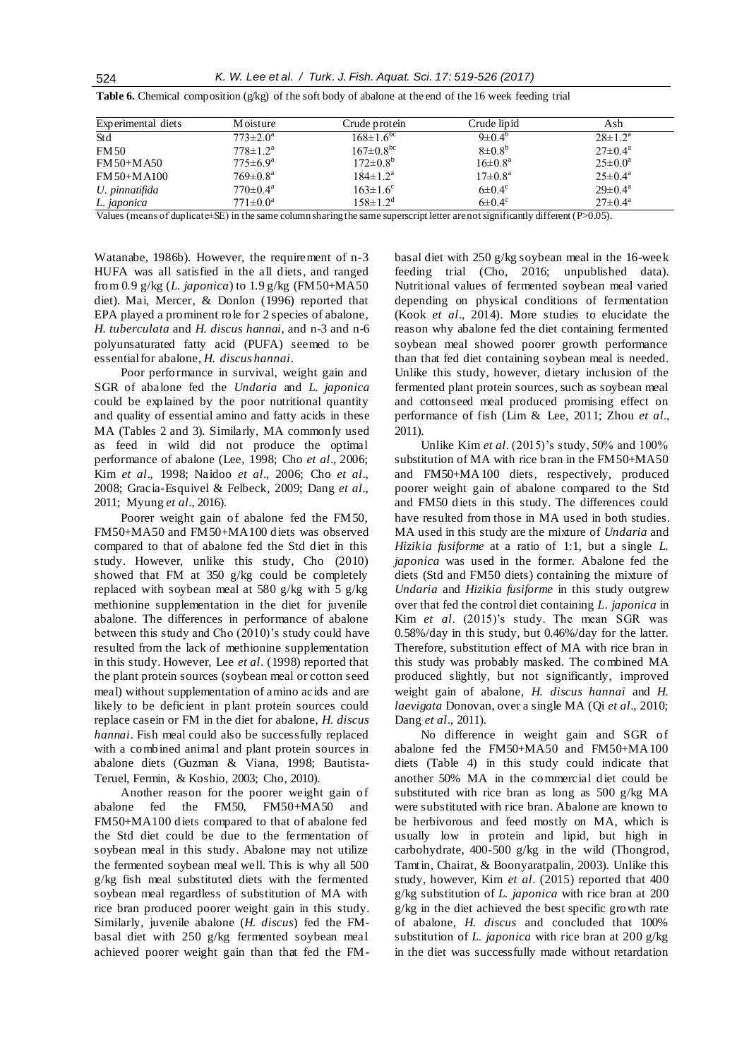**Table 6.** Chemical composition (g/kg) of the soft body of abalone at the end of the 16 week feeding trial

| Experimental diets | Moisture | Crude protein | Crude lipid | Ash |
|---|---|---|---|---|
| Std | $773±2.0^{a}$ | $168±1.6^{bc}$ | $9±0.4^{b}$ | $28±1.2^{a}$ |
| FM50 | $778±1.2^{a}$ | $167±0.8^{bc}$ | $8±0.8^{b}$ | $27±0.4^{a}$ |
| FM50+MA50 | $775±6.9^{a}$ | $172±0.8^{b}$ | $16±0.8^{a}$ | $25±0.0^{a}$ |
| FM50+MA100 | $769±0.8^{a}$ | $184±1.2^{a}$ | $17±0.8^{a}$ | $25±0.4^{a}$ |
| *U. pinnatifida* | $770±0.4^{a}$ | $163±1.6^{c}$ | $6±0.4^{c}$ | $29±0.4^{a}$ |
| *L. japonica* | $771±0.0^{a}$ | $158±1.2^{d}$ | $6±0.4^{c}$ | $27±0.4^{a}$ |

Values (means of duplicate±SE) in the same column sharing the same superscript letter are not significantly different (P>0.05).

Watanabe, 1986b). However, the requirement of n-3 HUFA was all satisfied in the all diets, and ranged from 0.9 g/kg (*L. japonica*) to 1.9 g/kg (FM50+MA50 diet). Mai, Mercer, & Donlon (1996) reported that EPA played a prominent role for 2 species of abalone, *H. tuberculata* and *H. discus hannai*, and n-3 and n-6 polyunsaturated fatty acid (PUFA) seemed to be essential for abalone, *H. discus hannai*.

Poor performance in survival, weight gain and SGR of abalone fed the *Undaria* and *L. japonica* could be explained by the poor nutritional quantity and quality of essential amino and fatty acids in these MA (Tables 2 and 3). Similarly, MA commonly used as feed in wild did not produce the optimal performance of abalone (Lee, 1998; Cho *et al*., 2006; Kim *et al*., 1998; Naidoo *et al*., 2006; Cho *et al*., 2008; Gracia-Esquivel & Felbeck, 2009; Dang *et al*., 2011; Myung *et al*., 2016).

Poorer weight gain of abalone fed the FM50, FM50+MA50 and FM50+MA100 diets was observed compared to that of abalone fed the Std diet in this study. However, unlike this study, Cho (2010) showed that FM at 350 g/kg could be completely replaced with soybean meal at 580 g/kg with 5 g/kg methionine supplementation in the diet for juvenile abalone. The differences in performance of abalone between this study and Cho (2010)'s study could have resulted from the lack of methionine supplementation in this study. However, Lee *et al*. (1998) reported that the plant protein sources (soybean meal or cotton seed meal) without supplementation of amino acids and are likely to be deficient in plant protein sources could replace casein or FM in the diet for abalone, *H. discus hannai*. Fish meal could also be successfully replaced with a combined animal and plant protein sources in abalone diets (Guzman & Viana, 1998; Bautista-Teruel, Fermin, & Koshio, 2003; Cho, 2010).

Another reason for the poorer weight gain of abalone fed the FM50, FM50+MA50 and FM50+MA100 diets compared to that of abalone fed the Std diet could be due to the fermentation of soybean meal in this study. Abalone may not utilize the fermented soybean meal well. This is why all 500 g/kg fish meal substituted diets with the fermented soybean meal regardless of substitution of MA with rice bran produced poorer weight gain in this study. Similarly, juvenile abalone (*H. discus*) fed the FM-basal diet with 250 g/kg fermented soybean meal achieved poorer weight gain than that fed the FM-basal diet with 250 g/kg soybean meal in the 16-week feeding trial (Cho, 2016; unpublished data). Nutritional values of fermented soybean meal varied depending on physical conditions of fermentation (Kook *et al*., 2014). More studies to elucidate the reason why abalone fed the diet containing fermented soybean meal showed poorer growth performance than that fed diet containing soybean meal is needed. Unlike this study, however, dietary inclusion of the fermented plant protein sources, such as soybean meal and cottonseed meal produced promising effect on performance of fish (Lim & Lee, 2011; Zhou *et al*., 2011).

Unlike Kim *et al*. (2015)'s study, 50% and 100% substitution of MA with rice bran in the FM50+MA50 and FM50+MA100 diets, respectively, produced poorer weight gain of abalone compared to the Std and FM50 diets in this study. The differences could have resulted from those in MA used in both studies. MA used in this study are the mixture of *Undaria* and *Hizikia fusiforme* at a ratio of 1:1, but a single *L. japonica* was used in the former. Abalone fed the diets (Std and FM50 diets) containing the mixture of *Undaria* and *Hizikia fusiforme* in this study outgrew over that fed the control diet containing *L. japonica* in Kim *et al*. (2015)'s study. The mean SGR was 0.58%/day in this study, but 0.46%/day for the latter. Therefore, substitution effect of MA with rice bran in this study was probably masked. The combined MA produced slightly, but not significantly, improved weight gain of abalone, *H. discus hannai* and *H. laevigata* Donovan, over a single MA (Qi *et al*., 2010; Dang *et al*., 2011).

No difference in weight gain and SGR of abalone fed the FM50+MA50 and FM50+MA100 diets (Table 4) in this study could indicate that another 50% MA in the commercial diet could be substituted with rice bran as long as 500 g/kg MA were substituted with rice bran. Abalone are known to be herbivorous and feed mostly on MA, which is usually low in protein and lipid, but high in carbohydrate, 400-500 g/kg in the wild (Thongrod, Tamtin, Chairat, & Boonyaratpalin, 2003). Unlike this study, however, Kim *et al*. (2015) reported that 400 g/kg substitution of *L. japonica* with rice bran at 200 g/kg in the diet achieved the best specific growth rate of abalone, *H. discus* and concluded that 100% substitution of *L. japonica* with rice bran at 200 g/kg in the diet was successfully made without retardation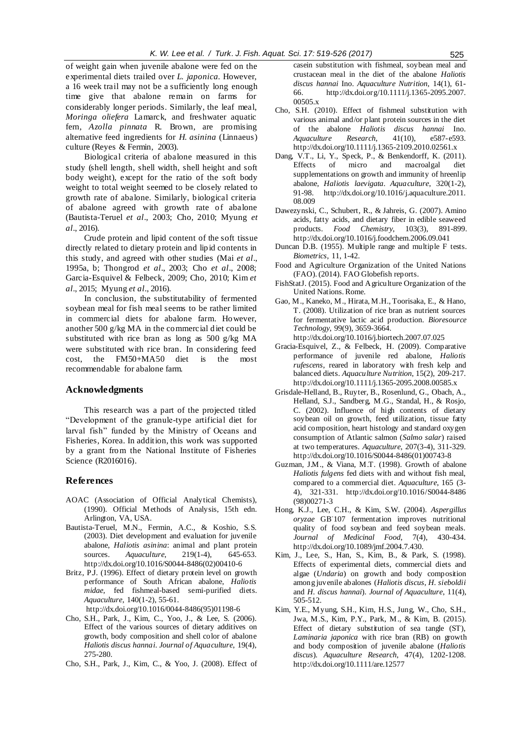of weight gain when juvenile abalone were fed on the experimental diets trailed over *L. japonica*. However, a 16 week trail may not be a sufficiently long enough time give that abalone remain on farms for considerably longer periods. Similarly, the leaf meal, *Moringa oliefera* Lamarck, and freshwater aquatic fern, *Azolla pinnata* R. Brown, are promising alternative feed ingredients for *H. asinina* (Linnaeus) culture (Reyes & Fermin, 2003).

Biological criteria of abalone measured in this study (shell length, shell width, shell height and soft body weight), except for the ratio of the soft body weight to total weight seemed to be closely related to growth rate of abalone. Similarly, biological criteria of abalone agreed with growth rate of abalone (Bautista-Teruel *et al*., 2003; Cho, 2010; Myung *et al*., 2016).

Crude protein and lipid content of the soft tissue directly related to dietary protein and lipid contents in this study, and agreed with other studies (Mai *et al*., 1995a, b; Thongrod *et al*., 2003; Cho *et al*., 2008; Garcia-Esquivel & Felbeck, 2009; Cho, 2010; Kim *et al*., 2015; Myung *et al*., 2016).

In conclusion, the substitutability of fermented soybean meal for fish meal seems to be rather limited in commercial diets for abalone farm. However, another 500 g/kg MA in the commercial diet could be substituted with rice bran as long as 500 g/kg MA were substituted with rice bran. In considering feed cost, the FM50+MA50 diet is the most recommendable for abalone farm.

## Acknowledgments

This research was a part of the projected titled "Development of the granule-type artificial diet for larval fish" funded by the Ministry of Oceans and Fisheries, Korea. In addition, this work was supported by a grant from the National Institute of Fisheries Science (R2016016).

## References

AOAC (Association of Official Analytical Chemists), (1990). Official Methods of Analysis, 15th edn. Arlington, VA, USA.

Bautista-Teruel, M.N., Fermin, A.C., & Koshio, S.S. (2003). Diet development and evaluation for juvenile abalone, *Haliotis asinina*: animal and plant protein sources. *Aquaculture*, 219(1-4), 645-653. http://dx.doi.org/10.1016/S0044-8486(02)00410-6

Britz, P.J. (1996). Effect of dietary protein level on growth performance of South African abalone, *Haliotis midae*, fed fishmeal-based semi-purified diets. *Aquaculture*, 140(1-2), 55-61. http://dx.doi.org/10.1016/0044-8486(95)01198-6

Cho, S.H., Park, J., Kim, C., Yoo, J., & Lee, S. (2006). Effect of the various sources of dietary additives on growth, body composition and shell color of abalone *Haliotis discus hannai*. *Journal of Aquaculture*, 19(4), 275-280.

Cho, S.H., Park, J., Kim, C., & Yoo, J. (2008). Effect of casein substitution with fishmeal, soybean meal and crustacean meal in the diet of the abalone *Haliotis discus hannai* Ino. *Aquaculture Nutrition*, 14(1), 61-66. http://dx.doi.org/10.1111/j.1365-2095.2007.00505.x

Cho, S.H. (2010). Effect of fishmeal substitution with various animal and/or plant protein sources in the diet of the abalone *Haliotis discus hannai* Ino. *Aquaculture Research*, 41(10), e587-e593. http://dx.doi.org/10.1111/j.1365-2109.2010.02561.x

Dang, V.T., Li, Y., Speck, P., & Benkendorff, K. (2011). Effects of micro and macroalgal diet supplementations on growth and immunity of hreenlip abalone, *Haliotis laevigata*. *Aquaculture*, 320(1-2), 91-98. http://dx.doi.org/10.1016/j.aquaculture.2011.08.009

Dawezynski, C., Schubert, R., & Jahreis, G. (2007). Amino acids, fatty acids, and dietary fiber in edible seaweed products. *Food Chemistry*, 103(3), 891-899. http://dx.doi.org/10.1016/j.foodchem.2006.09.041

Duncan D.B. (1955). Multiple range and multiple F tests. *Biometrics*, 11, 1-42.

Food and Agriculture Organization of the United Nations (FAO). (2014). FAO Globefish reports.

FishStatJ. (2015). Food and Agriculture Organization of the United Nations. Rome.

Gao, M., Kaneko, M., Hirata, M.H., Toorisaka, E., & Hano, T. (2008). Utilization of rice bran as nutrient sources for fermentative lactic acid production. *Bioresource Technology*, 99(9), 3659-3664. http://dx.doi.org/10.1016/j.biortech.2007.07.025

Gracia-Esquivel, Z., & Felbeck, H. (2009). Comparative performance of juvenile red abalone, *Haliotis rufescens*, reared in laboratory with fresh kelp and balanced diets. *Aquaculture Nutrition*, 15(2), 209-217. http://dx.doi.org/10.1111/j.1365-2095.2008.00585.x

Grisdale-Helland, B., Ruyter, B., Rosenlund, G., Obach, A., Helland, S.J., Sandberg, M.G., Standal, H., & Rosjo, C. (2002). Influence of high contents of dietary soybean oil on growth, feed utilization, tissue fatty acid composition, heart histology and standard oxygen consumption of Atlantic salmon (*Salmo salar*) raised at two temperatures. *Aquaculture*, 207(3-4), 311-329. http://dx.doi.org/10.1016/S0044-8486(01)00743-8

Guzman, J.M., & Viana, M.T. (1998). Growth of abalone *Haliotis fulgens* fed diets with and without fish meal, compared to a commercial diet. *Aquaculture*, 165 (3-4), 321-331. http://dx.doi.org/10.1016/S0044-8486(98)00271-3

Hong, K.J., Lee, C.H., & Kim, S.W. (2004). *Aspergillus oryzae* GB-107 fermentation improves nutritional quality of food soybean and feed soybean meals. *Journal of Medicinal Food*, 7(4), 430-434. http://dx.doi.org/10.1089/jmf.2004.7.430.

Kim, J., Lee, S., Han, S., Kim, B., & Park, S. (1998). Effects of experimental diets, commercial diets and algae (*Undaria*) on growth and body composition among juvenile abalones (*Haliotis discus*, *H. sieboldii* and *H. discus hannai*). *Journal of Aquaculture*, 11(4), 505-512.

Kim, Y.E., Myung, S.H., Kim, H.S., Jung, W., Cho, S.H., Jwa, M.S., Kim, P.Y., Park, M., & Kim, B. (2015). Effect of dietary substitution of sea tangle (ST), *Laminaria japonica* with rice bran (RB) on growth and body composition of juvenile abalone (*Haliotis discus*). *Aquaculture Research*, 47(4), 1202-1208. http://dx.doi.org/10.1111/are.12577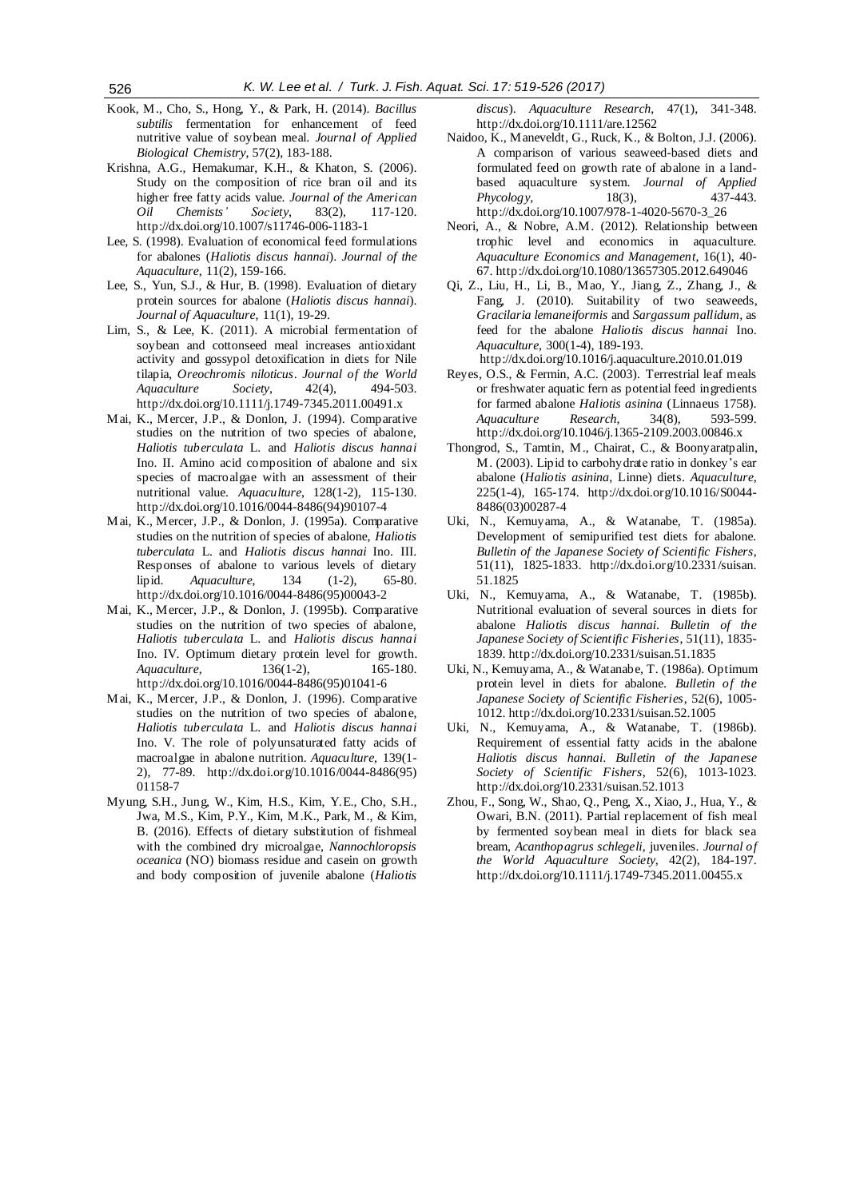Kook, M., Cho, S., Hong, Y., & Park, H. (2014). *Bacillus subtilis* fermentation for enhancement of feed nutritive value of soybean meal. *Journal of Applied Biological Chemistry*, 57(2), 183-188.

Krishna, A.G., Hemakumar, K.H., & Khaton, S. (2006). Study on the composition of rice bran oil and its higher free fatty acids value. *Journal of the American Oil Chemists' Society*, 83(2), 117-120. http://dx.doi.org/10.1007/s11746-006-1183-1

Lee, S. (1998). Evaluation of economical feed formulations for abalones (*Haliotis discus hannai*). *Journal of the Aquaculture*, 11(2), 159-166.

Lee, S., Yun, S.J., & Hur, B. (1998). Evaluation of dietary protein sources for abalone (*Haliotis discus hannai*). *Journal of Aquaculture*, 11(1), 19-29.

Lim, S., & Lee, K. (2011). A microbial fermentation of soybean and cottonseed meal increases antioxidant activity and gossypol detoxification in diets for Nile tilapia, *Oreochromis niloticus*. *Journal of the World Aquaculture Society*, 42(4), 494-503. http://dx.doi.org/10.1111/j.1749-7345.2011.00491.x

Mai, K., Mercer, J.P., & Donlon, J. (1994). Comparative studies on the nutrition of two species of abalone, *Haliotis tuberculata* L. and *Haliotis discus hannai* Ino. II. Amino acid composition of abalone and six species of macroalgae with an assessment of their nutritional value. *Aquaculture*, 128(1-2), 115-130. http://dx.doi.org/10.1016/0044-8486(94)90107-4

Mai, K., Mercer, J.P., & Donlon, J. (1995a). Comparative studies on the nutrition of species of abalone, *Haliotis tuberculata* L. and *Haliotis discus hannai* Ino. III. Responses of abalone to various levels of dietary lipid. *Aquaculture*, 134 (1-2), 65-80. http://dx.doi.org/10.1016/0044-8486(95)00043-2

Mai, K., Mercer, J.P., & Donlon, J. (1995b). Comparative studies on the nutrition of two species of abalone, *Haliotis tuberculata* L. and *Haliotis discus hannai* Ino. IV. Optimum dietary protein level for growth. *Aquaculture*, 136(1-2), 165-180. http://dx.doi.org/10.1016/0044-8486(95)01041-6

Mai, K., Mercer, J.P., & Donlon, J. (1996). Comparative studies on the nutrition of two species of abalone, *Haliotis tuberculata* L. and *Haliotis discus hannai* Ino. V. The role of polyunsaturated fatty acids of macroalgae in abalone nutrition. *Aquaculture*, 139(1-2), 77-89. http://dx.doi.org/10.1016/0044-8486(95)01158-7

Myung, S.H., Jung, W., Kim, H.S., Kim, Y.E., Cho, S.H., Jwa, M.S., Kim, P.Y., Kim, M.K., Park, M., & Kim, B. (2016). Effects of dietary substitution of fishmeal with the combined dry microalgae, *Nannochloropsis oceanica* (NO) biomass residue and casein on growth and body composition of juvenile abalone (*Haliotis discus*). *Aquaculture Research*, 47(1), 341-348. http://dx.doi.org/10.1111/are.12562

Naidoo, K., Maneveldt, G., Ruck, K., & Bolton, J.J. (2006). A comparison of various seaweed-based diets and formulated feed on growth rate of abalone in a land-based aquaculture system. *Journal of Applied Phycology*, 18(3), 437-443. http://dx.doi.org/10.1007/978-1-4020-5670-3_26

Neori, A., & Nobre, A.M. (2012). Relationship between trophic level and economics in aquaculture. *Aquaculture Economics and Management*, 16(1), 40-67. http://dx.doi.org/10.1080/13657305.2012.649046

Qi, Z., Liu, H., Li, B., Mao, Y., Jiang, Z., Zhang, J., & Fang, J. (2010). Suitability of two seaweeds, *Gracilaria lemaneiformis* and *Sargassum pallidum*, as feed for the abalone *Haliotis discus hannai* Ino. *Aquaculture*, 300(1-4), 189-193. http://dx.doi.org/10.1016/j.aquaculture.2010.01.019

Reyes, O.S., & Fermin, A.C. (2003). Terrestrial leaf meals or freshwater aquatic fern as potential feed ingredients for farmed abalone *Haliotis asinina* (Linnaeus 1758). *Aquaculture Research*, 34(8), 593-599. http://dx.doi.org/10.1046/j.1365-2109.2003.00846.x

Thongrod, S., Tamtin, M., Chairat, C., & Boonyaratpalin, M. (2003). Lipid to carbohydrate ratio in donkey's ear abalone (*Haliotis asinina*, Linne) diets. *Aquaculture*, 225(1-4), 165-174. http://dx.doi.org/10.1016/S0044-8486(03)00287-4

Uki, N., Kemuyama, A., & Watanabe, T. (1985a). Development of semipurified test diets for abalone. *Bulletin of the Japanese Society of Scientific Fishers*, 51(11), 1825-1833. http://dx.doi.org/10.2331/suisan.51.1825

Uki, N., Kemuyama, A., & Watanabe, T. (1985b). Nutritional evaluation of several sources in diets for abalone *Haliotis discus hannai*. *Bulletin of the Japanese Society of Scientific Fisheries*, 51(11), 1835-1839. http://dx.doi.org/10.2331/suisan.51.1835

Uki, N., Kemuyama, A., & Watanabe, T. (1986a). Optimum protein level in diets for abalone. *Bulletin of the Japanese Society of Scientific Fisheries*, 52(6), 1005-1012. http://dx.doi.org/10.2331/suisan.52.1005

Uki, N., Kemuyama, A., & Watanabe, T. (1986b). Requirement of essential fatty acids in the abalone *Haliotis discus hannai*. *Bulletin of the Japanese Society of Scientific Fishers*, 52(6), 1013-1023. http://dx.doi.org/10.2331/suisan.52.1013

Zhou, F., Song, W., Shao, Q., Peng, X., Xiao, J., Hua, Y., & Owari, B.N. (2011). Partial replacement of fish meal by fermented soybean meal in diets for black sea bream, *Acanthopagrus schlegeli*, juveniles. *Journal of the World Aquaculture Society*, 42(2), 184-197. http://dx.doi.org/10.1111/j.1749-7345.2011.00455.x